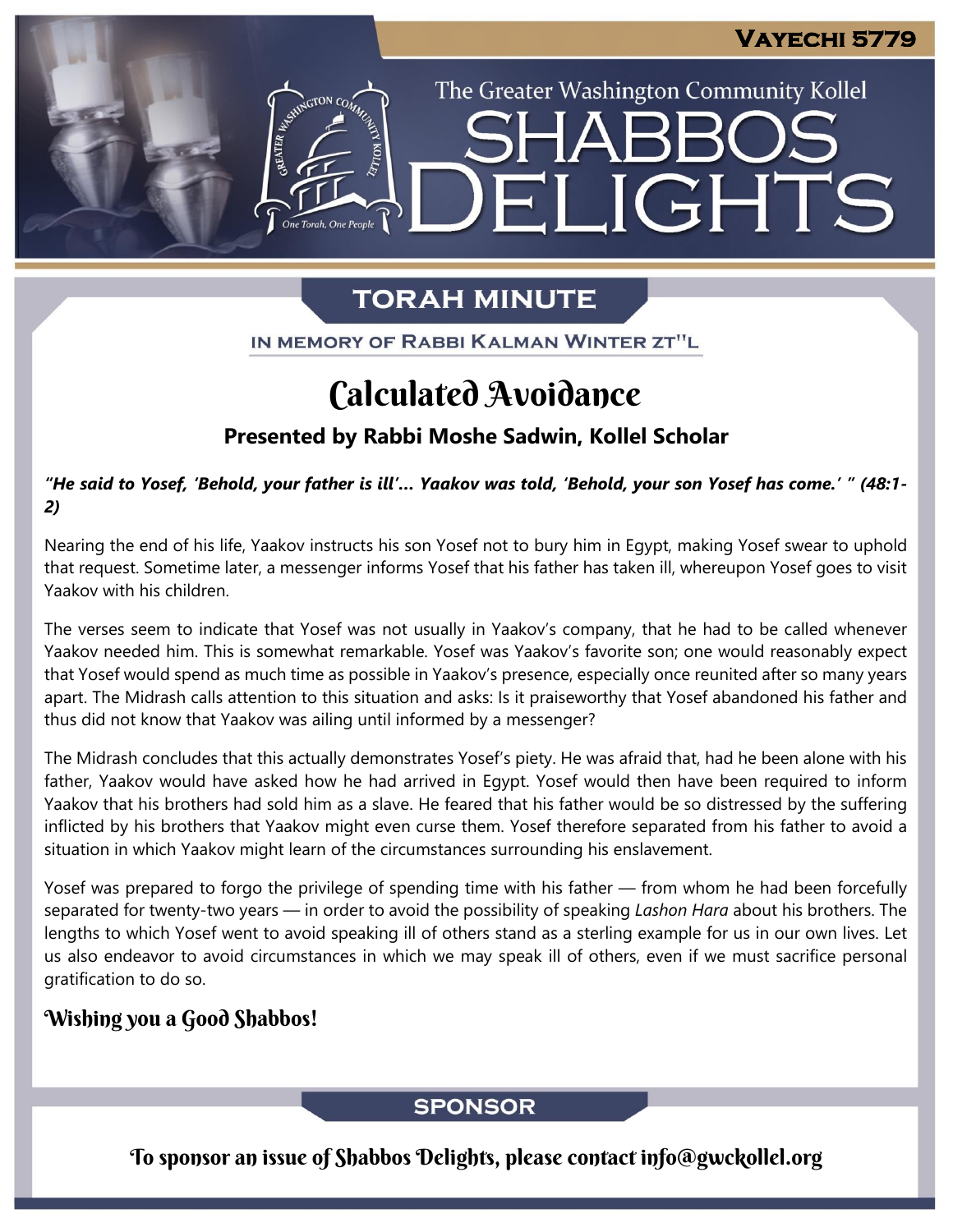VAYECHI 5779

The Greater Washington Community Kollel

# SHABBOS DELIGHTS

## TORAH MINUTE

IN MEMORY OF RABBI KALMAN WINTER ZT"L

# Calculated Avoidance

**Presented by Rabbi Moshe Sadwin, Kollel Scholar**

***"He said to Yosef, 'Behold, your father is ill'... Yaakov was told, 'Behold, your son Yosef has come.' " (48:1-2)***

Nearing the end of his life, Yaakov instructs his son Yosef not to bury him in Egypt, making Yosef swear to uphold that request. Sometime later, a messenger informs Yosef that his father has taken ill, whereupon Yosef goes to visit Yaakov with his children.

The verses seem to indicate that Yosef was not usually in Yaakov's company, that he had to be called whenever Yaakov needed him. This is somewhat remarkable. Yosef was Yaakov's favorite son; one would reasonably expect that Yosef would spend as much time as possible in Yaakov's presence, especially once reunited after so many years apart. The Midrash calls attention to this situation and asks: Is it praiseworthy that Yosef abandoned his father and thus did not know that Yaakov was ailing until informed by a messenger?

The Midrash concludes that this actually demonstrates Yosef's piety. He was afraid that, had he been alone with his father, Yaakov would have asked how he had arrived in Egypt. Yosef would then have been required to inform Yaakov that his brothers had sold him as a slave. He feared that his father would be so distressed by the suffering inflicted by his brothers that Yaakov might even curse them. Yosef therefore separated from his father to avoid a situation in which Yaakov might learn of the circumstances surrounding his enslavement.

Yosef was prepared to forgo the privilege of spending time with his father — from whom he had been forcefully separated for twenty-two years — in order to avoid the possibility of speaking *Lashon Hara* about his brothers. The lengths to which Yosef went to avoid speaking ill of others stand as a sterling example for us in our own lives. Let us also endeavor to avoid circumstances in which we may speak ill of others, even if we must sacrifice personal gratification to do so.

**Wishing you a Good Shabbos!**

## SPONSOR

To sponsor an issue of Shabbos Delights, please contact info@gwckollel.org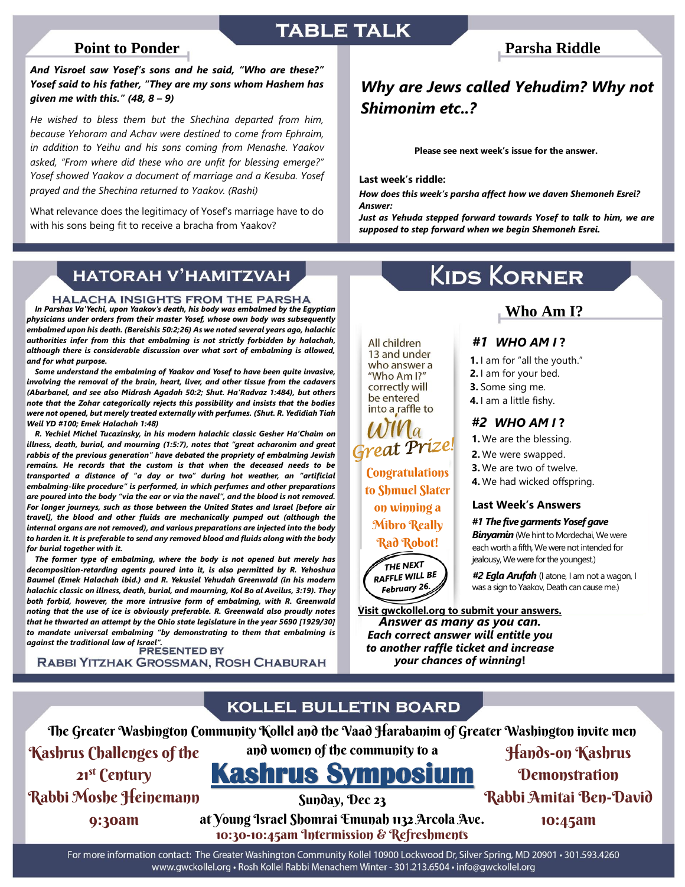# TABLE TALK

## Point to Ponder

***And Yisroel saw Yosef's sons and he said, "Who are these?" Yosef said to his father, "They are my sons whom Hashem has given me with this." (48, 8 – 9)***

*He wished to bless them but the Shechina departed from him, because Yehoram and Achav were destined to come from Ephraim, in addition to Yeihu and his sons coming from Menashe. Yaakov asked, "From where did these who are unfit for blessing emerge?" Yosef showed Yaakov a document of marriage and a Kesuba. Yosef prayed and the Shechina returned to Yaakov. (Rashi)*

What relevance does the legitimacy of Yosef's marriage have to do with his sons being fit to receive a bracha from Yaakov?

## Parsha Riddle

***Why are Jews called Yehudim? Why not Shimonim etc..?***

**Please see next week's issue for the answer.**

**Last week's riddle:**

***How does this week's parsha affect how we daven Shemoneh Esrei?***
***Answer:***
***Just as Yehuda stepped forward towards Yosef to talk to him, we are supposed to step forward when we begin Shemoneh Esrei.***

# HATORAH V'HAMITZVAH

## HALACHA INSIGHTS FROM THE PARSHA

***In Parshas Va'Yechi, upon Yaakov's death, his body was embalmed by the Egyptian physicians under orders from their master Yosef, whose own body was subsequently embalmed upon his death. (Bereishis 50:2;26) As we noted several years ago, halachic authorities infer from this that embalming is not strictly forbidden by halachah, although there is considerable discussion over what sort of embalming is allowed, and for what purpose.***

***Some understand the embalming of Yaakov and Yosef to have been quite invasive, involving the removal of the brain, heart, liver, and other tissue from the cadavers (Abarbanel, and see also Midrash Agadah 50:2; Shut. Ha'Radvaz 1:484), but others note that the Zohar categorically rejects this possibility and insists that the bodies were not opened, but merely treated externally with perfumes. (Shut. R. Yedidiah Tiah Weil YD #100; Emek Halachah 1:48)***

***R. Yechiel Michel Tucazinsky, in his modern halachic classic Gesher Ha'Chaim on illness, death, burial, and mourning (1:5:7), notes that "great acharonim and great rabbis of the previous generation" have debated the propriety of embalming Jewish remains. He records that the custom is that when the deceased needs to be transported a distance of "a day or two" during hot weather, an "artificial embalming-like procedure" is performed, in which perfumes and other preparations are poured into the body "via the ear or via the navel", and the blood is not removed. For longer journeys, such as those between the United States and Israel [before air travel], the blood and other fluids are mechanically pumped out (although the internal organs are not removed), and various preparations are injected into the body to harden it. It is preferable to send any removed blood and fluids along with the body for burial together with it.***

***The former type of embalming, where the body is not opened but merely has decomposition-retarding agents poured into it, is also permitted by R. Yehoshua Baumel (Emek Halachah ibid.) and R. Yekusiel Yehudah Greenwald (in his modern halachic classic on illness, death, burial, and mourning, Kol Bo al Aveilus, 3:19). They both forbid, however, the more intrusive form of embalming, with R. Greenwald noting that the use of ice is obviously preferable. R. Greenwald also proudly notes that he thwarted an attempt by the Ohio state legislature in the year 5690 [1929/30] to mandate universal embalming "by demonstrating to them that embalming is against the traditional law of Israel".***

PRESENTED BY
RABBI YITZHAK GROSSMAN, ROSH CHABURAH

# KIDS KORNER

## Who Am I?

All children 13 and under who answer a "Who Am I?" correctly will be entered into a raffle to **Win a Great Prize!**

Congratulations to Shmuel Slater on winning a Mibro Really Rad Robot!

THE NEXT RAFFLE WILL BE February 26.

### *#1 WHO AM I?*

1. I am for "all the youth."
2. I am for your bed.
3. Some sing me.
4. I am a little fishy.

### *#2 WHO AM I?*

1. We are the blessing.
2. We were swapped.
3. We are two of twelve.
4. We had wicked offspring.

### Last Week's Answers

***#1 The five garments Yosef gave Binyamin*** (We hint to Mordechai, We were each worth a fifth, We were not intended for jealousy, We were for the youngest.)

***#2 Egla Arufah*** (I atone, I am not a wagon, I was a sign to Yaakov, Death can cause me.)

**Visit gwckollel.org to submit your answers.**
***Answer as many as you can.***
***Each correct answer will entitle you to another raffle ticket and increase your chances of winning!***

# KOLLEL BULLETIN BOARD

The Greater Washington Community Kollel and the Vaad Harabanim of Greater Washington invite men and women of the community to a

## Kashrus Symposium

Sunday, Dec 23
at Young Israel Shomrai Emunah 1132 Arcola Ave.

**Kashrus Challenges of the 21st Century**
Rabbi Moshe Heinemann
9:30am

10:30-10:45am Intermission & Refreshments

**Hands-on Kashrus Demonstration**
Rabbi Amitai Ben-David
10:45am

For more information contact: The Greater Washington Community Kollel 10900 Lockwood Dr, Silver Spring, MD 20901 • 301.593.4260
www.gwckollel.org • Rosh Kollel Rabbi Menachem Winter - 301.213.6504 • info@gwckollel.org